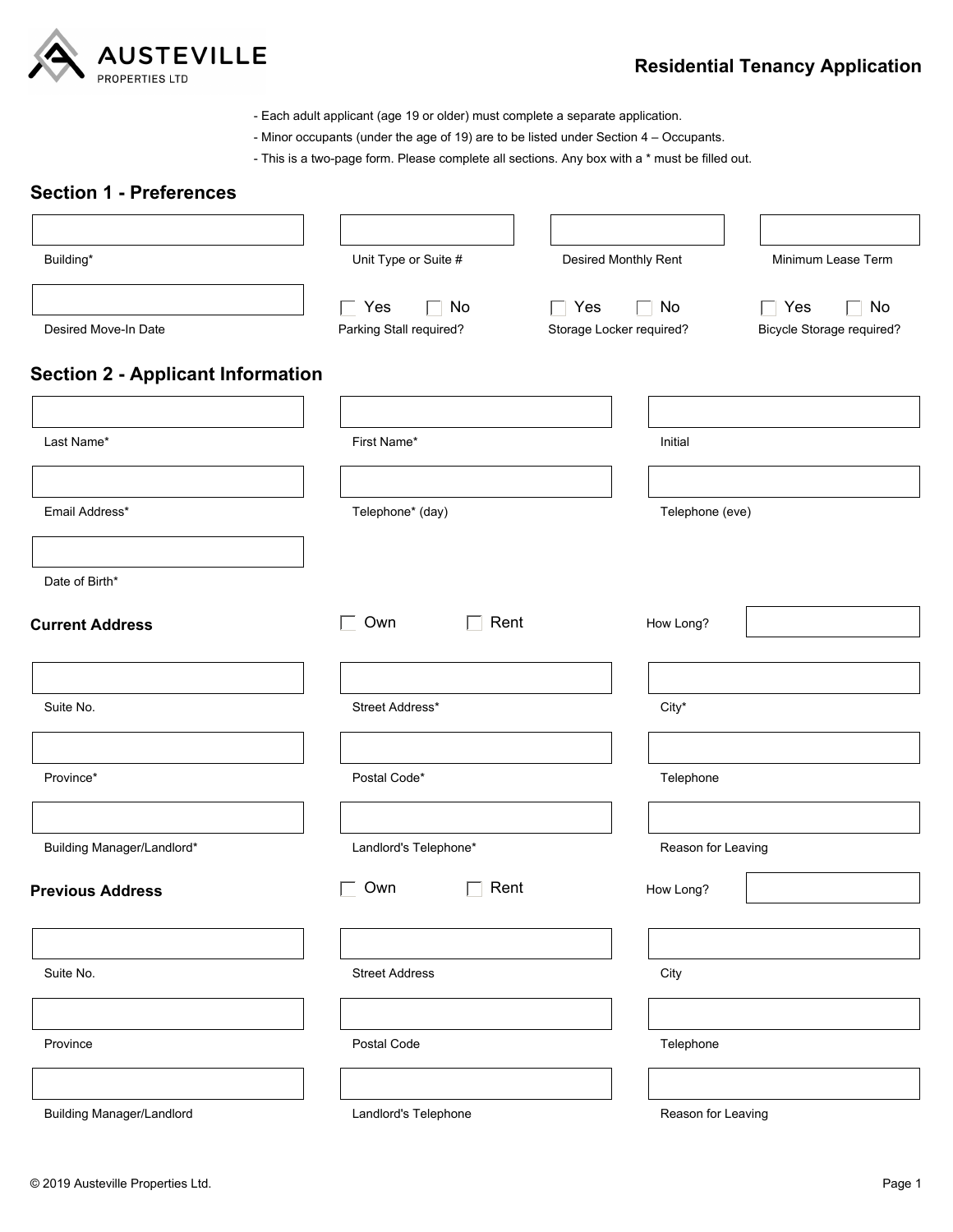**AUSTEVILLE**
PROPERTIES LTD

# Residential Tenancy Application

- Each adult applicant (age 19 or older) must complete a separate application.
- Minor occupants (under the age of 19) are to be listed under Section 4 – Occupants.
- This is a two-page form. Please complete all sections. Any box with a * must be filled out.

## Section 1 - Preferences

| Building* | Unit Type or Suite # | Desired Monthly Rent | Minimum Lease Term |
|---|---|---|---|
| | | | |

| Desired Move-In Date | Parking Stall required? | Storage Locker required? | Bicycle Storage required? |
|---|---|---|---|
| | ☐ Yes ☐ No | ☐ Yes ☐ No | ☐ Yes ☐ No |

## Section 2 - Applicant Information

| Last Name* | First Name* | Initial |
|---|---|---|
| | | |

| Email Address* | Telephone* (day) | Telephone (eve) |
|---|---|---|
| | | |

| Date of Birth* |
|---|
| |

### Current Address

☐ Own ☐ Rent How Long? ________

| Suite No. | Street Address* | City* |
|---|---|---|
| | | |

| Province* | Postal Code* | Telephone |
|---|---|---|
| | | |

| Building Manager/Landlord* | Landlord's Telephone* | Reason for Leaving |
|---|---|---|
| | | |

### Previous Address

☐ Own ☐ Rent How Long? ________

| Suite No. | Street Address | City |
|---|---|---|
| | | |

| Province | Postal Code | Telephone |
|---|---|---|
| | | |

| Building Manager/Landlord | Landlord's Telephone | Reason for Leaving |
|---|---|---|
| | | |

© 2019 Austeville Properties Ltd.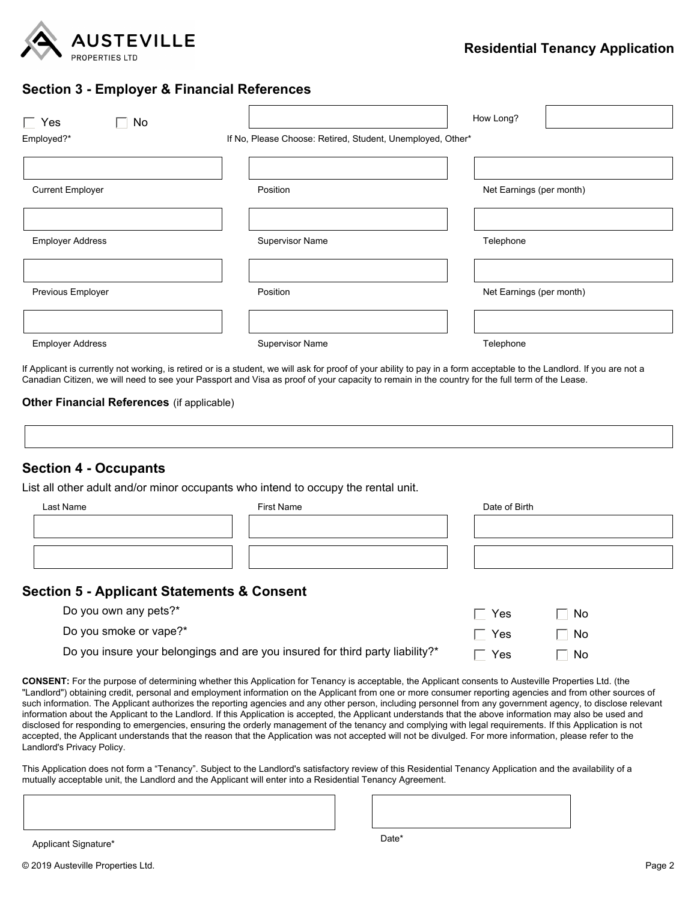**AUSTEVILLE** PROPERTIES LTD

**Residential Tenancy Application**

## Section 3 - Employer & Financial References

☐ Yes ☐ No

Employed?*

If No, Please Choose: Retired, Student, Unemployed, Other*

How Long?

| | | |
|---|---|---|
| Current Employer | Position | Net Earnings (per month) |
| Employer Address | Supervisor Name | Telephone |
| Previous Employer | Position | Net Earnings (per month) |
| Employer Address | Supervisor Name | Telephone |

If Applicant is currently not working, is retired or is a student, we will ask for proof of your ability to pay in a form acceptable to the Landlord. If you are not a Canadian Citizen, we will need to see your Passport and Visa as proof of your capacity to remain in the country for the full term of the Lease.

**Other Financial References** (if applicable)

## Section 4 - Occupants

List all other adult and/or minor occupants who intend to occupy the rental unit.

| Last Name | First Name | Date of Birth |
|---|---|---|
| | | |
| | | |

## Section 5 - Applicant Statements & Consent

| | | |
|---|---|---|
| Do you own any pets?* | ☐ Yes | ☐ No |
| Do you smoke or vape?* | ☐ Yes | ☐ No |
| Do you insure your belongings and are you insured for third party liability?* | ☐ Yes | ☐ No |

**CONSENT:** For the purpose of determining whether this Application for Tenancy is acceptable, the Applicant consents to Austeville Properties Ltd. (the "Landlord") obtaining credit, personal and employment information on the Applicant from one or more consumer reporting agencies and from other sources of such information. The Applicant authorizes the reporting agencies and any other person, including personnel from any government agency, to disclose relevant information about the Applicant to the Landlord. If this Application is accepted, the Applicant understands that the above information may also be used and disclosed for responding to emergencies, ensuring the orderly management of the tenancy and complying with legal requirements. If this Application is not accepted, the Applicant understands that the reason that the Application was not accepted will not be divulged. For more information, please refer to the Landlord's Privacy Policy.

This Application does not form a "Tenancy". Subject to the Landlord's satisfactory review of this Residential Tenancy Application and the availability of a mutually acceptable unit, the Landlord and the Applicant will enter into a Residential Tenancy Agreement.

Applicant Signature*

Date*

© 2019 Austeville Properties Ltd.